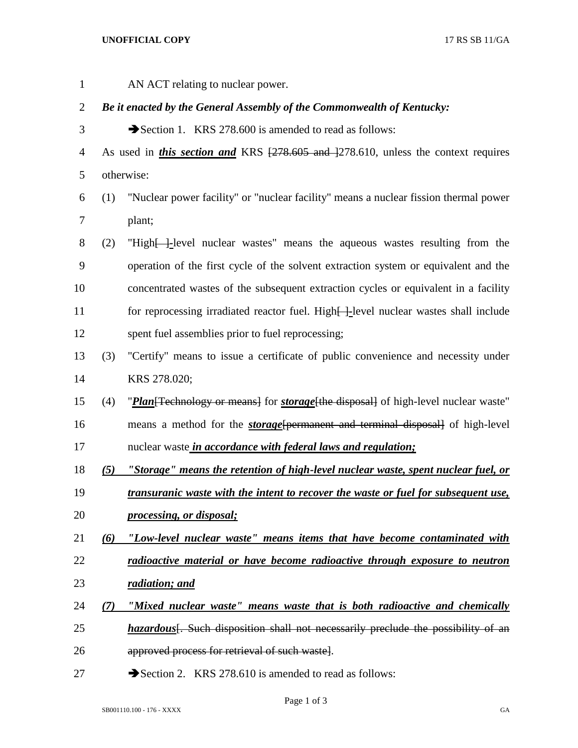AN ACT relating to nuclear power.

***Be it enacted by the General Assembly of the Commonwealth of Kentucky:***

➔Section 1. KRS 278.600 is amended to read as follows:

As used in ***this section and*** KRS [278.605 and ]278.610, unless the context requires otherwise:

(1) "Nuclear power facility" or "nuclear facility" means a nuclear fission thermal power plant;

(2) "High[ ]-level nuclear wastes" means the aqueous wastes resulting from the operation of the first cycle of the solvent extraction system or equivalent and the concentrated wastes of the subsequent extraction cycles or equivalent in a facility for reprocessing irradiated reactor fuel. High[ ]-level nuclear wastes shall include spent fuel assemblies prior to fuel reprocessing;

(3) "Certify" means to issue a certificate of public convenience and necessity under KRS 278.020;

(4) "***Plan***[Technology or means] for ***storage***[the disposal] of high-level nuclear waste" means a method for the ***storage***[permanent and terminal disposal] of high-level nuclear waste ***in accordance with federal laws and regulation;***

***(5) "Storage" means the retention of high-level nuclear waste, spent nuclear fuel, or transuranic waste with the intent to recover the waste or fuel for subsequent use, processing, or disposal;***

***(6) "Low-level nuclear waste" means items that have become contaminated with radioactive material or have become radioactive through exposure to neutron radiation; and***

***(7) "Mixed nuclear waste" means waste that is both radioactive and chemically hazardous***[. Such disposition shall not necessarily preclude the possibility of an approved process for retrieval of such waste].

➔Section 2. KRS 278.610 is amended to read as follows: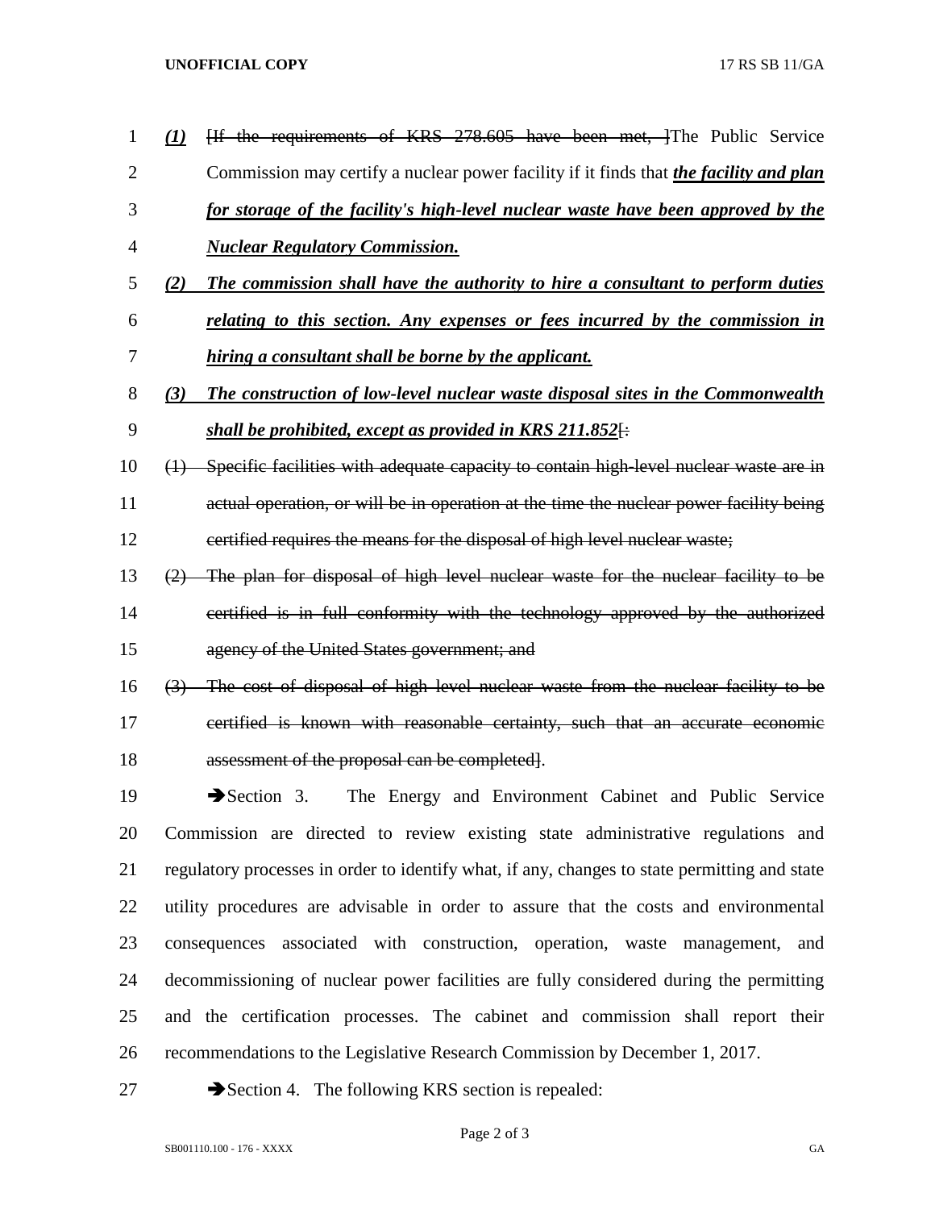*(1)* ~~[If the requirements of KRS 278.605 have been met, ]~~The Public Service Commission may certify a nuclear power facility if it finds that ***the facility and plan for storage of the facility's high-level nuclear waste have been approved by the Nuclear Regulatory Commission.***

***(2) The commission shall have the authority to hire a consultant to perform duties relating to this section. Any expenses or fees incurred by the commission in hiring a consultant shall be borne by the applicant.***

***(3) The construction of low-level nuclear waste disposal sites in the Commonwealth shall be prohibited, except as provided in KRS 211.852***~~[:~~

~~(1) Specific facilities with adequate capacity to contain high-level nuclear waste are in actual operation, or will be in operation at the time the nuclear power facility being certified requires the means for the disposal of high level nuclear waste;~~

~~(2) The plan for disposal of high level nuclear waste for the nuclear facility to be certified is in full conformity with the technology approved by the authorized agency of the United States government; and~~

~~(3) The cost of disposal of high level nuclear waste from the nuclear facility to be certified is known with reasonable certainty, such that an accurate economic assessment of the proposal can be completed]~~.

➔Section 3. The Energy and Environment Cabinet and Public Service Commission are directed to review existing state administrative regulations and regulatory processes in order to identify what, if any, changes to state permitting and state utility procedures are advisable in order to assure that the costs and environmental consequences associated with construction, operation, waste management, and decommissioning of nuclear power facilities are fully considered during the permitting and the certification processes. The cabinet and commission shall report their recommendations to the Legislative Research Commission by December 1, 2017.

➔Section 4. The following KRS section is repealed: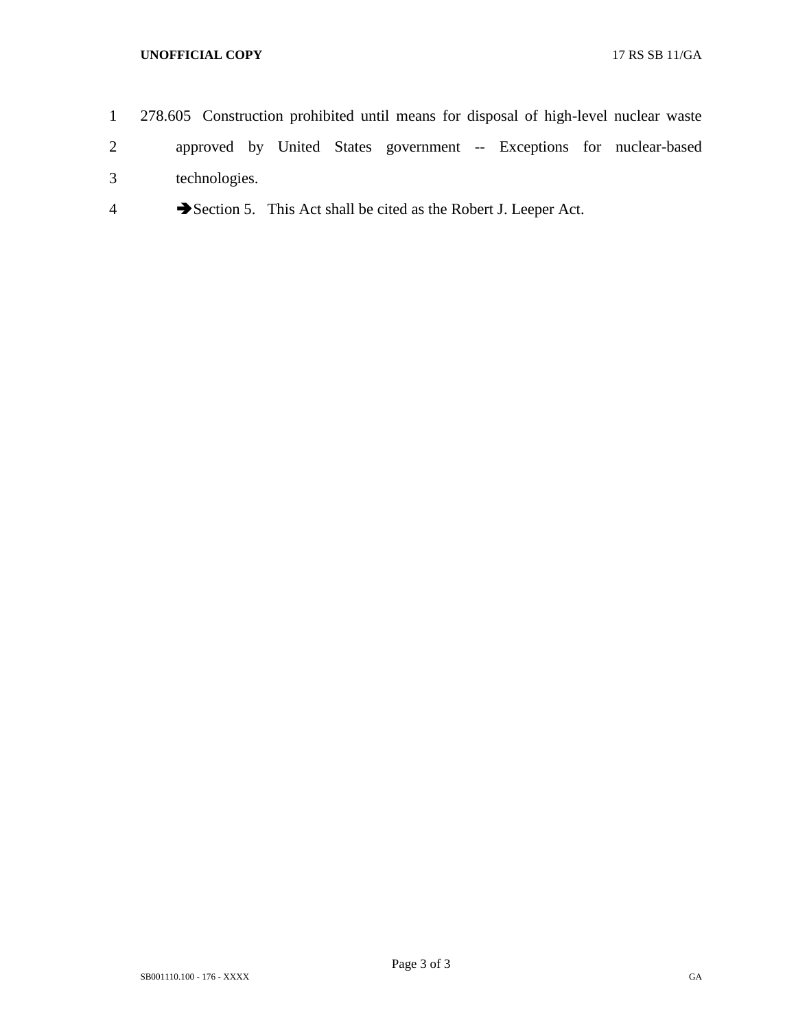278.605 Construction prohibited until means for disposal of high-level nuclear waste approved by United States government -- Exceptions for nuclear-based technologies.

➔Section 5. This Act shall be cited as the Robert J. Leeper Act.